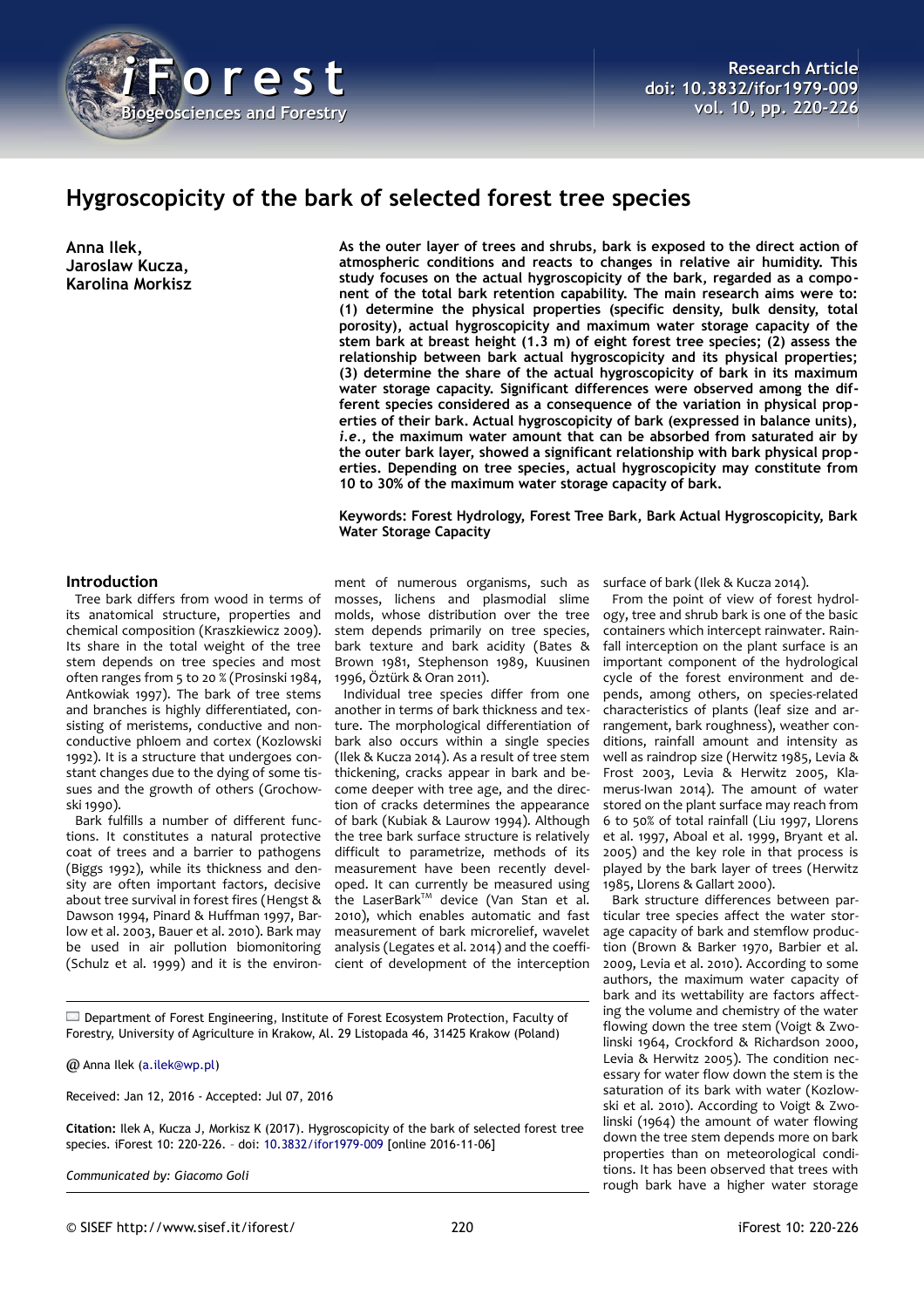# Hygroscopicity of the bark of selected forest tree species

**Anna Ilek, Jaroslaw Kucza, Karolina Morkisz**

**As the outer layer of trees and shrubs, bark is exposed to the direct action of atmospheric conditions and reacts to changes in relative air humidity. This study focuses on the actual hygroscopicity of the bark, regarded as a component of the total bark retention capability. The main research aims were to: (1) determine the physical properties (specific density, bulk density, total porosity), actual hygroscopicity and maximum water storage capacity of the stem bark at breast height (1.3 m) of eight forest tree species; (2) assess the relationship between bark actual hygroscopicity and its physical properties; (3) determine the share of the actual hygroscopicity of bark in its maximum water storage capacity. Significant differences were observed among the different species considered as a consequence of the variation in physical properties of their bark. Actual hygroscopicity of bark (expressed in balance units), *i.e.*, the maximum water amount that can be absorbed from saturated air by the outer bark layer, showed a significant relationship with bark physical properties. Depending on tree species, actual hygroscopicity may constitute from 10 to 30% of the maximum water storage capacity of bark.**

**Keywords: Forest Hydrology, Forest Tree Bark, Bark Actual Hygroscopicity, Bark Water Storage Capacity**

## Introduction

Tree bark differs from wood in terms of its anatomical structure, properties and chemical composition (Kraszkiewicz 2009). Its share in the total weight of the tree stem depends on tree species and most often ranges from 5 to 20 % (Prosinski 1984, Antkowiak 1997). The bark of tree stems and branches is highly differentiated, consisting of meristems, conductive and non-conductive phloem and cortex (Kozlowski 1992). It is a structure that undergoes constant changes due to the dying of some tissues and the growth of others (Grochowski 1990).

Bark fulfills a number of different functions. It constitutes a natural protective coat of trees and a barrier to pathogens (Biggs 1992), while its thickness and density are often important factors, decisive about tree survival in forest fires (Hengst & Dawson 1994, Pinard & Huffman 1997, Barlow et al. 2003, Bauer et al. 2010). Bark may be used in air pollution biomonitoring (Schulz et al. 1999) and it is the environment of numerous organisms, such as mosses, lichens and plasmodial slime molds, whose distribution over the tree stem depends primarily on tree species, bark texture and bark acidity (Bates & Brown 1981, Stephenson 1989, Kuusinen 1996, Öztürk & Oran 2011).

Individual tree species differ from one another in terms of bark thickness and texture. The morphological differentiation of bark also occurs within a single species (Ilek & Kucza 2014). As a result of tree stem thickening, cracks appear in bark and become deeper with tree age, and the direction of cracks determines the appearance of bark (Kubiak & Laurow 1994). Although the tree bark surface structure is relatively difficult to parametrize, methods of its measurement have been recently developed. It can currently be measured using the LaserBark™ device (Van Stan et al. 2010), which enables automatic and fast measurement of bark microrelief, wavelet analysis (Legates et al. 2014) and the coefficient of development of the interception surface of bark (Ilek & Kucza 2014).

From the point of view of forest hydrology, tree and shrub bark is one of the basic containers which intercept rainwater. Rainfall interception on the plant surface is an important component of the hydrological cycle of the forest environment and depends, among others, on species-related characteristics of plants (leaf size and arrangement, bark roughness), weather conditions, rainfall amount and intensity as well as raindrop size (Herwitz 1985, Levia & Frost 2003, Levia & Herwitz 2005, Klamerus-Iwan 2014). The amount of water stored on the plant surface may reach from 6 to 50% of total rainfall (Liu 1997, Llorens et al. 1997, Aboal et al. 1999, Bryant et al. 2005) and the key role in that process is played by the bark layer of trees (Herwitz 1985, Llorens & Gallart 2000).

Bark structure differences between particular tree species affect the water storage capacity of bark and stemflow production (Brown & Barker 1970, Barbier et al. 2009, Levia et al. 2010). According to some authors, the maximum water capacity of bark and its wettability are factors affecting the volume and chemistry of the water flowing down the tree stem (Voigt & Zwolinski 1964, Crockford & Richardson 2000, Levia & Herwitz 2005). The condition necessary for water flow down the stem is the saturation of its bark with water (Kozlowski et al. 2010). According to Voigt & Zwolinski (1964) the amount of water flowing down the tree stem depends more on bark properties than on meteorological conditions. It has been observed that trees with rough bark have a higher water storage

Department of Forest Engineering, Institute of Forest Ecosystem Protection, Faculty of Forestry, University of Agriculture in Krakow, Al. 29 Listopada 46, 31425 Krakow (Poland)

@ Anna Ilek (a.ilek@wp.pl)

Received: Jan 12, 2016 - Accepted: Jul 07, 2016

**Citation:** Ilek A, Kucza J, Morkisz K (2017). Hygroscopicity of the bark of selected forest tree species. iForest 10: 220-226. – doi: 10.3832/ifor1979-009 [online 2016-11-06]

*Communicated by: Giacomo Goli*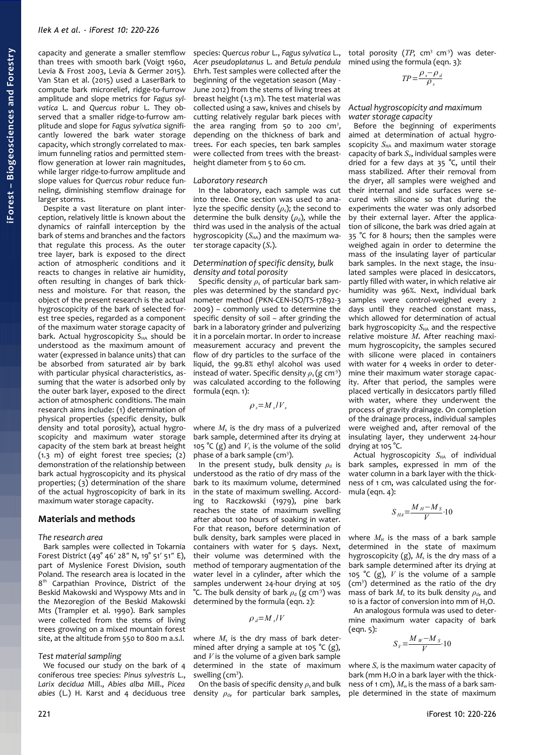capacity and generate a smaller stemflow than trees with smooth bark (Voigt 1960, Levia & Frost 2003, Levia & Germer 2015). Van Stan et al. (2015) used a LaserBark to compute bark microrelief, ridge-to-furrow amplitude and slope metrics for *Fagus sylvatica* L. and *Quercus robur* L. They observed that a smaller ridge-to-furrow amplitude and slope for *Fagus sylvatica* significantly lowered the bark water storage capacity, which strongly correlated to maximum funneling ratios and permitted stemflow generation at lower rain magnitudes, while larger ridge-to-furrow amplitude and slope values for *Quercus robur* reduce funneling, diminishing stemflow drainage for larger storms.

Despite a vast literature on plant interception, relatively little is known about the dynamics of rainfall interception by the bark of stems and branches and the factors that regulate this process. As the outer tree layer, bark is exposed to the direct action of atmospheric conditions and it reacts to changes in relative air humidity, often resulting in changes of bark thickness and moisture. For that reason, the object of the present research is the actual hygroscopicity of the bark of selected forest tree species, regarded as a component of the maximum water storage capacity of bark. Actual hygroscopicity $S_{HA}$ should be understood as the maximum amount of water (expressed in balance units) that can be absorbed from saturated air by bark with particular physical characteristics, assuming that the water is adsorbed only by the outer bark layer, exposed to the direct action of atmospheric conditions. The main research aims include: (1) determination of physical properties (specific density, bulk density and total porosity), actual hygroscopicity and maximum water storage capacity of the stem bark at breast height (1.3 m) of eight forest tree species; (2) demonstration of the relationship between bark actual hygroscopicity and its physical properties; (3) determination of the share of the actual hygroscopicity of bark in its maximum water storage capacity.

## Materials and methods

### The research area

Bark samples were collected in Tokarnia Forest District (49° 46′ 28″ N, 19° 51′ 51″ E), part of Myslenice Forest Division, south Poland. The research area is located in the 8th Carpathian Province, District of the Beskid Makowski and Wyspowy Mts and in the Mezoregion of the Beskid Makowski Mts (Trampler et al. 1990). Bark samples were collected from the stems of living trees growing on a mixed mountain forest site, at the altitude from 550 to 800 m a.s.l.

### Test material sampling

We focused our study on the bark of 4 coniferous tree species: *Pinus sylvestris* L., *Larix decidua* Mill., *Abies alba* Mill., *Picea abies* (L.) H. Karst and 4 deciduous tree species: *Quercus robur* L., *Fagus sylvatica* L., *Acer pseudoplatanus* L. and *Betula pendula* Ehrh. Test samples were collected after the beginning of the vegetation season (May - June 2012) from the stems of living trees at breast height (1.3 m). The test material was collected using a saw, knives and chisels by cutting relatively regular bark pieces with the area ranging from 50 to 200 cm², depending on the thickness of bark and trees. For each species, ten bark samples were collected from trees with the breast-height diameter from 5 to 60 cm.

### Laboratory research

In the laboratory, each sample was cut into three. One section was used to analyze the specific density ($\rho_s$); the second to determine the bulk density ($\rho_d$), while the third was used in the analysis of the actual hygroscopicity ($S_{HA}$) and the maximum water storage capacity ($S_v$).

### Determination of specific density, bulk density and total porosity

Specific density $\rho_s$ of particular bark samples was determined by the standard pycnometer method (PKN-CEN-ISO/TS-17892-3 2009) – commonly used to determine the specific density of soil – after grinding the bark in a laboratory grinder and pulverizing it in a porcelain mortar. In order to increase measurement accuracy and prevent the flow of dry particles to the surface of the liquid, the 99.8% ethyl alcohol was used instead of water. Specific density $\rho_s$ (g cm$^{-3}$) was calculated according to the following formula (eqn. 1):

$$\rho_s = M_s / V_s$$

where $M_s$ is the dry mass of a pulverized bark sample, determined after its drying at 105 °C (g) and $V_s$ is the volume of the solid phase of a bark sample (cm³).

In the present study, bulk density $\rho_d$ is understood as the ratio of dry mass of the bark to its maximum volume, determined in the state of maximum swelling. According to Raczkowski (1979), pine bark reaches the state of maximum swelling after about 100 hours of soaking in water. For that reason, before determination of bulk density, bark samples were placed in containers with water for 5 days. Next, their volume was determined with the method of temporary augmentation of the water level in a cylinder, after which the samples underwent 24-hour drying at 105 °C. The bulk density of bark $\rho_d$ (g cm$^{-3}$) was determined by the formula (eqn. 2):

$$\rho_d = M_s / V$$

where $M_s$ is the dry mass of bark determined after drying a sample at 105 °C (g), and $V$ is the volume of a given bark sample determined in the state of maximum swelling (cm³).

On the basis of specific density $\rho_s$ and bulk density $\rho_d$, for particular bark samples, total porosity ($TP$, cm³ cm$^{-3}$) was determined using the formula (eqn. 3):

$$TP = \frac{\rho_s - \rho_d}{\rho_s}$$

### Actual hygroscopicity and maximum water storage capacity

Before the beginning of experiments aimed at determination of actual hygroscopicity $S_{HA}$ and maximum water storage capacity of bark $S_v$, individual samples were dried for a few days at 35 °C, until their mass stabilized. After their removal from the dryer, all samples were weighed and their internal and side surfaces were secured with silicone so that during the experiments the water was only adsorbed by their external layer. After the application of silicone, the bark was dried again at 35 °C for 8 hours; then the samples were weighed again in order to determine the mass of the insulating layer of particular bark samples. In the next stage, the insulated samples were placed in desiccators, partly filled with water, in which relative air humidity was 96%. Next, individual bark samples were control-weighed every 2 days until they reached constant mass, which allowed for determination of actual bark hygroscopicity $S_{HA}$ and the respective relative moisture $M$. After reaching maximum hygroscopicity, the samples secured with silicone were placed in containers with water for 4 weeks in order to determine their maximum water storage capacity. After that period, the samples were placed vertically in desiccators partly filled with water, where they underwent the process of gravity drainage. On completion of the drainage process, individual samples were weighed and, after removal of the insulating layer, they underwent 24-hour drying at 105 °C.

Actual hygroscopicity $S_{HA}$ of individual bark samples, expressed in mm of the water column in a bark layer with the thickness of 1 cm, was calculated using the formula (eqn. 4):

$$S_{HA} = \frac{M_H - M_S}{V} \cdot 10$$

where $M_H$ is the mass of a bark sample determined in the state of maximum hygroscopicity (g), $M_s$ is the dry mass of a bark sample determined after its drying at 105 °C (g), $V$ is the volume of a sample (cm³) determined as the ratio of the dry mass of bark $M_s$ to its bulk density $\rho_d$, and 10 is a factor of conversion into mm of $H_2O$.

An analogous formula was used to determine maximum water capacity of bark (eqn. 5):

$$S_V = \frac{M_W - M_S}{V} \cdot 10$$

where $S_v$ is the maximum water capacity of bark (mm $H_2O$ in a bark layer with the thickness of 1 cm), $M_w$ is the mass of a bark sample determined in the state of maximum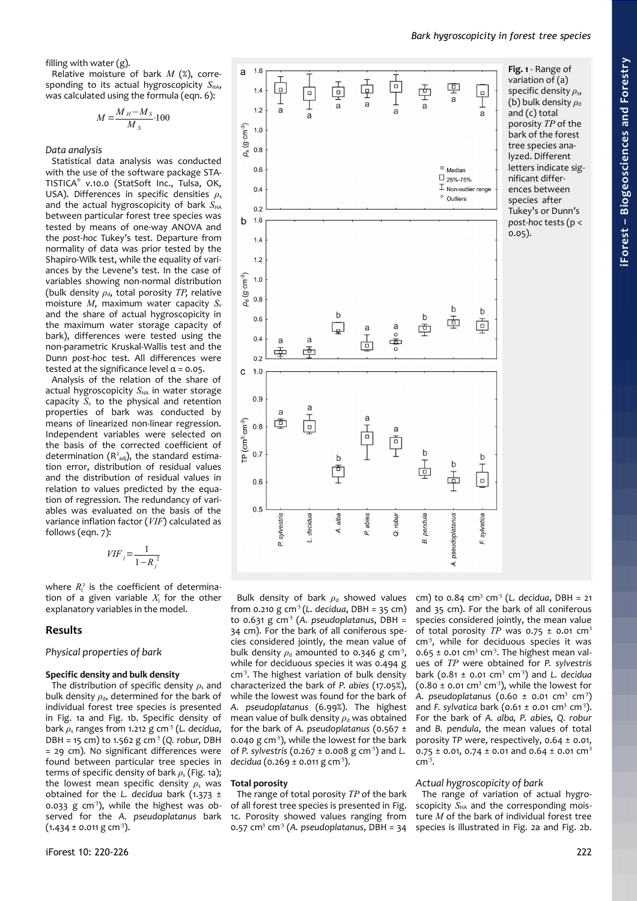filling with water (g).

Relative moisture of bark $M$ (%), corresponding to its actual hygroscopicity $S_{HA}$, was calculated using the formula (eqn. 6):

$$M = \frac{M_H - M_S}{M_S} \cdot 100$$

### Data analysis

Statistical data analysis was conducted with the use of the software package STATISTICA® v.10.0 (StatSoft Inc., Tulsa, OK, USA). Differences in specific densities $\rho_s$ and the actual hygroscopicity of bark $S_{HA}$ between particular forest tree species was tested by means of one-way ANOVA and the *post-hoc* Tukey's test. Departure from normality of data was prior tested by the Shapiro-Wilk test, while the equality of variances by the Levene's test. In the case of variables showing non-normal distribution (bulk density $\rho_d$, total porosity $TP$, relative moisture $M$, maximum water capacity $S_v$ and the share of actual hygroscopicity in the maximum water storage capacity of bark), differences were tested using the non-parametric Kruskal-Wallis test and the Dunn *post-hoc* test. All differences were tested at the significance level $\alpha = 0.05$.

Analysis of the relation of the share of actual hygroscopicity $S_{HA}$ in water storage capacity $S_v$ to the physical and retention properties of bark was conducted by means of linearized non-linear regression. Independent variables were selected on the basis of the corrected coefficient of determination ($R^2_{adj}$), the standard estimation error, distribution of residual values and the distribution of residual values in relation to values predicted by the equation of regression. The redundancy of variables was evaluated on the basis of the variance inflation factor ($VIF$) calculated as follows (eqn. 7):

$$VIF_j = \frac{1}{1 - R_j^2}$$

where $R_j^2$ is the coefficient of determination of a given variable $X_j$ for the other explanatory variables in the model.

## Results

### Physical properties of bark

**Specific density and bulk density**

The distribution of specific density $\rho_s$ and bulk density $\rho_d$, determined for the bark of individual forest tree species is presented in Fig. 1a and Fig. 1b. Specific density of bark $\rho_s$ ranges from 1.212 g cm$^{-3}$ (*L. decidua*, DBH = 15 cm) to 1.562 g cm$^{-3}$ (*Q. robur*, DBH = 29 cm). No significant differences were found between particular tree species in terms of specific density of bark $\rho_s$ (Fig. 1a); the lowest mean specific density $\rho_s$ was obtained for the *L. decidua* bark (1.373 ± 0.033 g cm$^{-3}$), while the highest was observed for the *A. pseudoplatanus* bark (1.434 ± 0.011 g cm$^{-3}$).

**Fig. 1** - Range of variation of (a) specific density $\rho_s$, (b) bulk density $\rho_d$ and (c) total porosity $TP$ of the bark of the forest tree species analyzed. Different letters indicate significant differences between species after Tukey's or Dunn's *post-hoc* tests ($p < 0.05$).

Bulk density of bark $\rho_d$ showed values from 0.210 g cm$^{-3}$ (*L. decidua*, DBH = 35 cm) to 0.631 g cm$^{-3}$ (*A. pseudoplatanus*, DBH = 34 cm). For the bark of all coniferous species considered jointly, the mean value of bulk density $\rho_d$ amounted to 0.346 g cm$^{-3}$, while for deciduous species it was 0.494 g cm$^{-3}$. The highest variation of bulk density characterized the bark of *P. abies* (17.05%), while the lowest was found for the bark of *A. pseudoplatanus* (6.99%). The highest mean value of bulk density $\rho_d$ was obtained for the bark of *A. pseudoplatanus* (0.567 ± 0.040 g cm$^{-3}$), while the lowest for the bark of *P. sylvestris* (0.267 ± 0.008 g cm$^{-3}$) and *L. decidua* (0.269 ± 0.011 g cm$^{-3}$).

**Total porosity**

The range of total porosity $TP$ of the bark of all forest tree species is presented in Fig. 1c. Porosity showed values ranging from 0.57 cm$^3$ cm$^{-3}$ (*A. pseudoplatanus*, DBH = 34 cm) to 0.84 cm$^3$ cm$^{-3}$ (*L. decidua*, DBH = 21 and 35 cm). For the bark of all coniferous species considered jointly, the mean value of total porosity $TP$ was 0.75 ± 0.01 cm$^3$ cm$^{-3}$, while for deciduous species it was 0.65 ± 0.01 cm$^3$ cm$^{-3}$. The highest mean values of $TP$ were obtained for *P. sylvestris* bark (0.81 ± 0.01 cm$^3$ cm$^{-3}$) and *L. decidua* (0.80 ± 0.01 cm$^3$ cm$^{-3}$), while the lowest for *A. pseudoplatanus* (0.60 ± 0.01 cm$^3$ cm$^{-3}$) and *F. sylvatica* bark (0.61 ± 0.01 cm$^3$ cm$^{-3}$). For the bark of *A. alba, P. abies, Q. robur* and *B. pendula*, the mean values of total porosity $TP$ were, respectively, 0.64 ± 0.01, 0.75 ± 0.01, 0.74 ± 0.01 and 0.64 ± 0.01 cm$^3$ cm$^{-3}$.

### Actual hygroscopicity of bark

The range of variation of actual hygroscopicity $S_{HA}$ and the corresponding moisture $M$ of the bark of individual forest tree species is illustrated in Fig. 2a and Fig. 2b.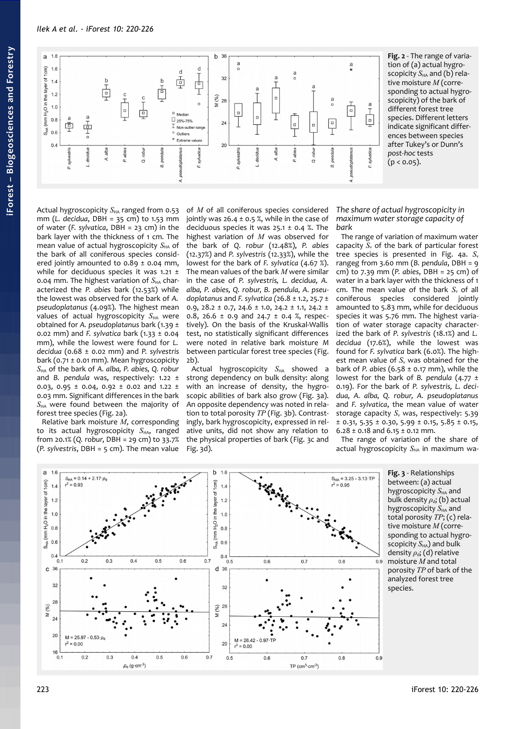Fig. 2 - The range of variation of (a) actual hygroscopicity $S_{HA}$ and (b) relative moisture $M$ (corresponding to actual hygroscopicity) of the bark of different forest tree species. Different letters indicate significant differences between species after Tukey's or Dunn's *post-hoc* tests ($p < 0.05$).

Actual hygroscopicity $S_{HA}$ ranged from 0.53 mm (*L. decidua*, DBH = 35 cm) to 1.53 mm of water (*F. sylvatica*, DBH = 23 cm) in the bark layer with the thickness of 1 cm. The mean value of actual hygroscopicity $S_{HA}$ of the bark of all coniferous species considered jointly amounted to 0.89 ± 0.04 mm, while for deciduous species it was 1.21 ± 0.04 mm. The highest variation of $S_{HA}$ characterized the *P. abies* bark (12.53%) while the lowest was observed for the bark of *A. pseudoplatanus* (4.09%). The highest mean values of actual hygroscopicity $S_{HA}$ were obtained for *A. pseudoplatanus* bark (1.39 ± 0.02 mm) and *F. sylvatica* bark (1.33 ± 0.04 mm), while the lowest were found for *L. decidua* (0.68 ± 0.02 mm) and *P. sylvestris* bark (0.71 ± 0.01 mm). Mean hygroscopicity $S_{HA}$ of the bark of *A. alba, P. abies, Q. robur* and *B. pendula* was, respectively: 1.22 ± 0.03, 0.95 ± 0.04, 0.92 ± 0.02 and 1.22 ± 0.03 mm. Significant differences in the bark $S_{HA}$ were found between the majority of forest tree species (Fig. 2a).

Relative bark moisture $M$, corresponding to its actual hygroscopicity $S_{HA}$, ranged from 20.1% (*Q. robur*, DBH = 29 cm) to 33.7% (*P. sylvestris*, DBH = 5 cm). The mean value of $M$ of all coniferous species considered jointly was 26.4 ± 0.5 %, while in the case of deciduous species it was 25.1 ± 0.4 %. The highest variation of $M$ was observed for the bark of *Q. robur* (12.48%), *P. abies* (12.37%) and *P. sylvestris* (12.33%), while the lowest for the bark of *F. sylvatica* (4.67 %). The mean values of the bark $M$ were similar in the case of *P. sylvestris, L. decidua, A. alba, P. abies, Q. robur, B. pendula, A. pseudoplatanus* and *F. sylvatica* (26.8 ± 1.2, 25.7 ± 0.9, 28.2 ± 0.7, 24.6 ± 1.0, 24.2 ± 1.1, 24.2 ± 0.8, 26.6 ± 0.9 and 24.7 ± 0.4 %, respectively). On the basis of the Kruskal-Wallis test, no statistically significant differences were noted in relative bark moisture $M$ between particular forest tree species (Fig. 2b).

Actual hygroscopicity $S_{HA}$ showed a strong dependency on bulk density: along with an increase of density, the hygroscopic abilities of bark also grow (Fig. 3a). An opposite dependency was noted in relation to total porosity $TP$ (Fig. 3b). Contrastingly, bark hygroscopicity, expressed in relative units, did not show any relation to the physical properties of bark (Fig. 3c and Fig. 3d).

### The share of actual hygroscopicity in maximum water storage capacity of bark

The range of variation of maximum water capacity $S_v$ of the bark of particular forest tree species is presented in Fig. 4a. $S_v$ rangeg from 3.60 mm (*B. pendula*, DBH = 9 cm) to 7.39 mm (*P. abies*, DBH = 25 cm) of water in a bark layer with the thickness of 1 cm. The mean value of the bark $S_v$ of all coniferous species considered jointly amounted to 5.83 mm, while for deciduous species it was 5.76 mm. The highest variation of water storage capacity characterized the bark of *P. sylvestris* (18.1%) and *L. decidua* (17.6%), while the lowest was found for *F. sylvatica* bark (6.0%). The highest mean value of $S_v$ was obtained for the bark of *P. abies* (6.58 ± 0.17 mm), while the lowest for the bark of *B. pendula* (4.77 ± 0.19). For the bark of *P. sylvestris, L. decidua, A. alba, Q. robur, A. pseudoplatanus* and *F. sylvatica*, the mean value of water storage capacity $S_v$ was, respectively: 5.39 ± 0.31, 5.35 ± 0.30, 5.99 ± 0.15, 5.85 ± 0.15, 6.28 ± 0.18 and 6.15 ± 0.12 mm.

The range of variation of the share of actual hygroscopicity $S_{HA}$ in maximum wa-

Fig. 3 - Relationships between: (a) actual hygroscopicity $S_{HA}$ and bulk density $\rho_d$; (b) actual hygroscopicity $S_{HA}$ and total porosity $TP$; (c) relative moisture $M$ (corresponding to actual hygroscopicity $S_{HA}$) and bulk density $\rho_d$; (d) relative moisture $M$ and total porosity $TP$ of bark of the analyzed forest tree species.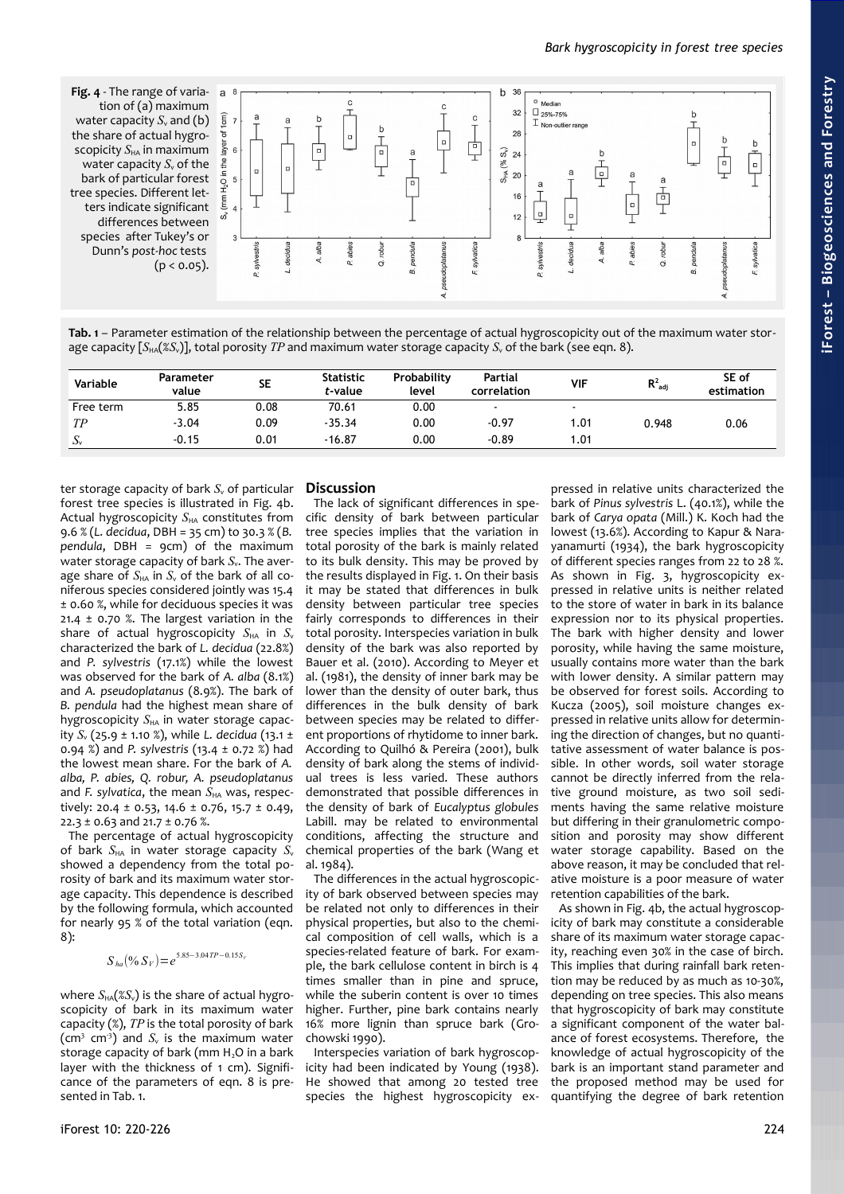**Fig. 4** - The range of variation of (a) maximum water capacity $S_v$ and (b) the share of actual hygroscopicity $S_{HA}$ in maximum water capacity $S_v$ of the bark of particular forest tree species. Different letters indicate significant differences between species after Tukey's or Dunn's *post-hoc* tests ($p < 0.05$).

**Tab. 1** – Parameter estimation of the relationship between the percentage of actual hygroscopicity out of the maximum water storage capacity [$S_{HA}(\%S_v)$], total porosity $TP$ and maximum water storage capacity $S_v$ of the bark (see eqn. 8).

| Variable | Parameter value | SE | Statistic *t*-value | Probability level | Partial correlation | VIF | $R^2_{adj}$ | SE of estimation |
|---|---|---|---|---|---|---|---|---|
| Free term | 5.85 | 0.08 | 70.61 | 0.00 | - | - | 0.948 | 0.06 |
| $TP$ | -3.04 | 0.09 | -35.34 | 0.00 | -0.97 | 1.01 | | |
| $S_v$ | -0.15 | 0.01 | -16.87 | 0.00 | -0.89 | 1.01 | | |

ter storage capacity of bark $S_v$ of particular forest tree species is illustrated in Fig. 4b. Actual hygroscopicity $S_{HA}$ constitutes from 9.6 % (*L. decidua*, DBH = 35 cm) to 30.3 % (*B. pendula*, DBH = 9cm) of the maximum water storage capacity of bark $S_v$. The average share of $S_{HA}$ in $S_v$ of the bark of all coniferous species considered jointly was 15.4 ± 0.60 %, while for deciduous species it was 21.4 ± 0.70 %. The largest variation in the share of actual hygroscopicity $S_{HA}$ in $S_v$ characterized the bark of *L. decidua* (22.8%) and *P. sylvestris* (17.1%) while the lowest was observed for the bark of *A. alba* (8.1%) and *A. pseudoplatanus* (8.9%). The bark of *B. pendula* had the highest mean share of hygroscopicity $S_{HA}$ in water storage capacity $S_v$ (25.9 ± 1.10 %), while *L. decidua* (13.1 ± 0.94 %) and *P. sylvestris* (13.4 ± 0.72 %) had the lowest mean share. For the bark of *A. alba, P. abies, Q. robur, A. pseudoplatanus* and *F. sylvatica*, the mean $S_{HA}$ was, respectively: 20.4 ± 0.53, 14.6 ± 0.76, 15.7 ± 0.49, 22.3 ± 0.63 and 21.7 ± 0.76 %.

The percentage of actual hygroscopicity of bark $S_{HA}$ in water storage capacity $S_v$ showed a dependency from the total porosity of bark and its maximum water storage capacity. This dependence is described by the following formula, which accounted for nearly 95 % of the total variation (eqn. 8):

$$S_{ha}(\% S_V) = e^{5.85 - 3.04 TP - 0.15 S_V}$$

where $S_{HA}(\%S_v)$ is the share of actual hygroscopicity of bark in its maximum water capacity (%), $TP$ is the total porosity of bark ($cm^3$ $cm^{-3}$) and $S_v$ is the maximum water storage capacity of bark (mm $H_2O$ in a bark layer with the thickness of 1 cm). Significance of the parameters of eqn. 8 is presented in Tab. 1.

## Discussion

The lack of significant differences in specific density of bark between particular tree species implies that the variation in total porosity of the bark is mainly related to its bulk density. This may be proved by the results displayed in Fig. 1. On their basis it may be stated that differences in bulk density between particular tree species fairly corresponds to differences in their total porosity. Interspecies variation in bulk density of the bark was also reported by Bauer et al. (2010). According to Meyer et al. (1981), the density of inner bark may be lower than the density of outer bark, thus differences in the bulk density of bark between species may be related to different proportions of rhytidome to inner bark. According to Quilhó & Pereira (2001), bulk density of bark along the stems of individual trees is less varied. These authors demonstrated that possible differences in the density of bark of *Eucalyptus globules* Labill. may be related to environmental conditions, affecting the structure and chemical properties of the bark (Wang et al. 1984).

The differences in the actual hygroscopicity of bark observed between species may be related not only to differences in their physical properties, but also to the chemical composition of cell walls, which is a species-related feature of bark. For example, the bark cellulose content in birch is 4 times smaller than in pine and spruce, while the suberin content is over 10 times higher. Further, pine bark contains nearly 16% more lignin than spruce bark (Grochowski 1990).

Interspecies variation of bark hygroscopicity had been indicated by Young (1938). He showed that among 20 tested tree species the highest hygroscopicity expressed in relative units characterized the bark of *Pinus sylvestris* L. (40.1%), while the bark of *Carya opata* (Mill.) K. Koch had the lowest (13.6%). According to Kapur & Narayanamurti (1934), the bark hygroscopicity of different species ranges from 22 to 28 %. As shown in Fig. 3, hygroscopicity expressed in relative units is neither related to the store of water in bark in its balance expression nor to its physical properties. The bark with higher density and lower porosity, while having the same moisture, usually contains more water than the bark with lower density. A similar pattern may be observed for forest soils. According to Kucza (2005), soil moisture changes expressed in relative units allow for determining the direction of changes, but no quantitative assessment of water balance is possible. In other words, soil water storage cannot be directly inferred from the relative ground moisture, as two soil sediments having the same relative moisture but differing in their granulometric composition and porosity may show different water storage capability. Based on the above reason, it may be concluded that relative moisture is a poor measure of water retention capabilities of the bark.

As shown in Fig. 4b, the actual hygroscopicity of bark may constitute a considerable share of its maximum water storage capacity, reaching even 30% in the case of birch. This implies that during rainfall bark retention may be reduced by as much as 10-30%, depending on tree species. This also means that hygroscopicity of bark may constitute a significant component of the water balance of forest ecosystems. Therefore, the knowledge of actual hygroscopicity of the bark is an important stand parameter and the proposed method may be used for quantifying the degree of bark retention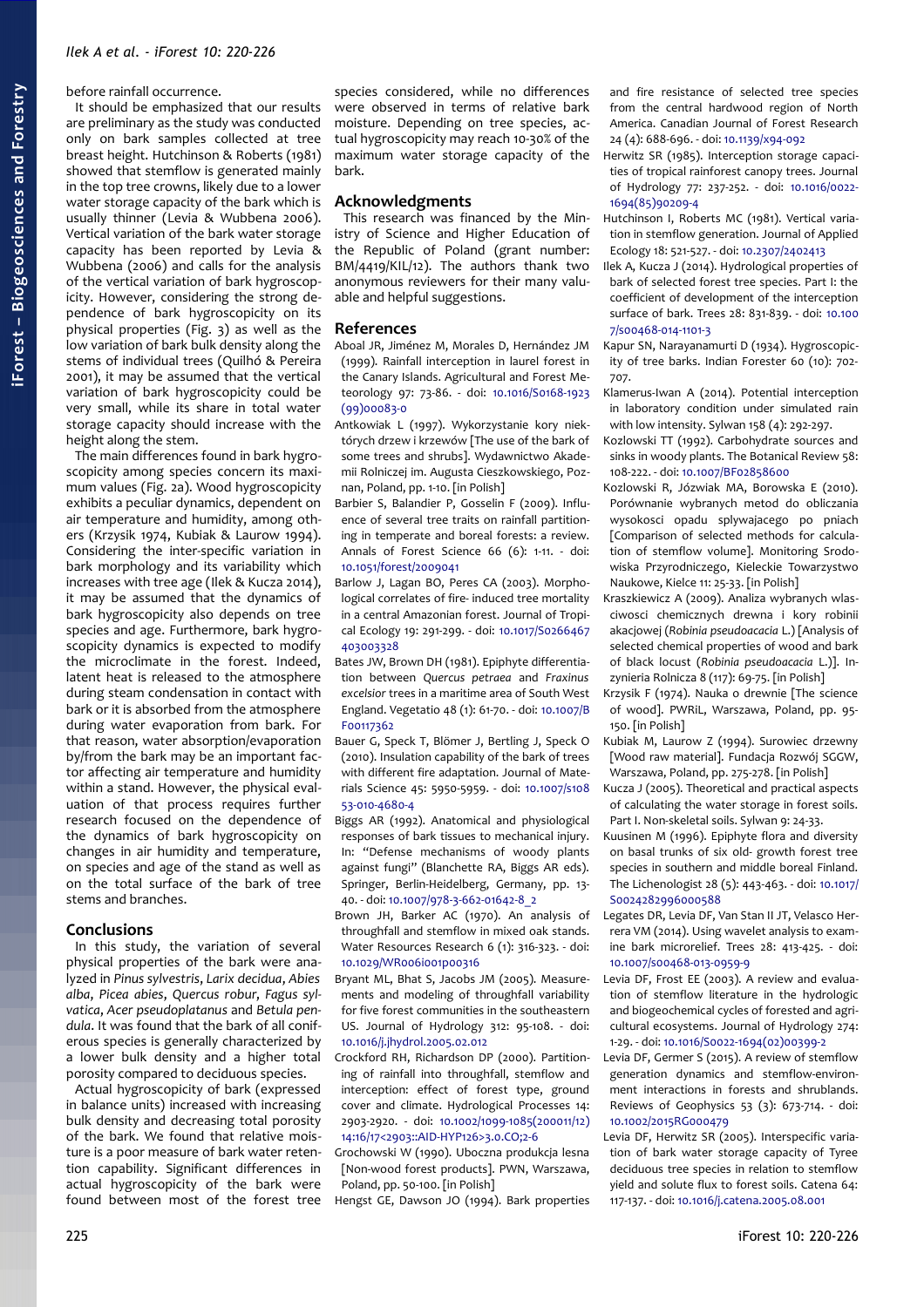before rainfall occurrence.

It should be emphasized that our results are preliminary as the study was conducted only on bark samples collected at tree breast height. Hutchinson & Roberts (1981) showed that stemflow is generated mainly in the top tree crowns, likely due to a lower water storage capacity of the bark which is usually thinner (Levia & Wubbena 2006). Vertical variation of the bark water storage capacity has been reported by Levia & Wubbena (2006) and calls for the analysis of the vertical variation of bark hygroscopicity. However, considering the strong dependence of bark hygroscopicity on its physical properties (Fig. 3) as well as the low variation of bark bulk density along the stems of individual trees (Quilhó & Pereira 2001), it may be assumed that the vertical variation of bark hygroscopicity could be very small, while its share in total water storage capacity should increase with the height along the stem.

The main differences found in bark hygroscopicity among species concern its maximum values (Fig. 2a). Wood hygroscopicity exhibits a peculiar dynamics, dependent on air temperature and humidity, among others (Krzysik 1974, Kubiak & Laurow 1994). Considering the inter-specific variation in bark morphology and its variability which increases with tree age (Ilek & Kucza 2014), it may be assumed that the dynamics of bark hygroscopicity also depends on tree species and age. Furthermore, bark hygroscopicity dynamics is expected to modify the microclimate in the forest. Indeed, latent heat is released to the atmosphere during steam condensation in contact with bark or it is absorbed from the atmosphere during water evaporation from bark. For that reason, water absorption/evaporation by/from the bark may be an important factor affecting air temperature and humidity within a stand. However, the physical evaluation of that process requires further research focused on the dependence of the dynamics of bark hygroscopicity on changes in air humidity and temperature, on species and age of the stand as well as on the total surface of the bark of tree stems and branches.

## Conclusions

In this study, the variation of several physical properties of the bark were analyzed in *Pinus sylvestris*, *Larix decidua*, *Abies alba*, *Picea abies*, *Quercus robur*, *Fagus sylvatica*, *Acer pseudoplatanus* and *Betula pendula*. It was found that the bark of all coniferous species is generally characterized by a lower bulk density and a higher total porosity compared to deciduous species.

Actual hygroscopicity of bark (expressed in balance units) increased with increasing bulk density and decreasing total porosity of the bark. We found that relative moisture is a poor measure of bark water retention capability. Significant differences in actual hygroscopicity of the bark were found between most of the forest tree species considered, while no differences were observed in terms of relative bark moisture. Depending on tree species, actual hygroscopicity may reach 10-30% of the maximum water storage capacity of the bark.

## Acknowledgments

This research was financed by the Ministry of Science and Higher Education of the Republic of Poland (grant number: BM/4419/KIL/12). The authors thank two anonymous reviewers for their many valuable and helpful suggestions.

## References

Aboal JR, Jiménez M, Morales D, Hernández JM (1999). Rainfall interception in laurel forest in the Canary Islands. Agricultural and Forest Meteorology 97: 73-86. - doi: 10.1016/S0168-1923(99)00083-0

Antkowiak L (1997). Wykorzystanie kory niektórych drzew i krzewów [The use of the bark of some trees and shrubs]. Wydawnictwo Akademii Rolniczej im. Augusta Cieszkowskiego, Poznan, Poland, pp. 1-10. [in Polish]

Barbier S, Balandier P, Gosselin F (2009). Influence of several tree traits on rainfall partitioning in temperate and boreal forests: a review. Annals of Forest Science 66 (6): 1-11. - doi: 10.1051/forest/2009041

Barlow J, Lagan BO, Peres CA (2003). Morphological correlates of fire- induced tree mortality in a central Amazonian forest. Journal of Tropical Ecology 19: 291-299. - doi: 10.1017/S0266467403003328

Bates JW, Brown DH (1981). Epiphyte differentiation between *Quercus petraea* and *Fraxinus excelsior* trees in a maritime area of South West England. Vegetatio 48 (1): 61-70. - doi: 10.1007/BF00117362

Bauer G, Speck T, Blömer J, Bertling J, Speck O (2010). Insulation capability of the bark of trees with different fire adaptation. Journal of Materials Science 45: 5950-5959. - doi: 10.1007/s10853-010-4680-4

Biggs AR (1992). Anatomical and physiological responses of bark tissues to mechanical injury. In: "Defense mechanisms of woody plants against fungi" (Blanchette RA, Biggs AR eds). Springer, Berlin-Heidelberg, Germany, pp. 13-40. - doi: 10.1007/978-3-662-01642-8_2

Brown JH, Barker AC (1970). An analysis of throughfall and stemflow in mixed oak stands. Water Resources Research 6 (1): 316-323. - doi: 10.1029/WR006i001p00316

Bryant ML, Bhat S, Jacobs JM (2005). Measurements and modeling of throughfall variability for five forest communities in the southeastern US. Journal of Hydrology 312: 95-108. - doi: 10.1016/j.jhydrol.2005.02.012

Crockford RH, Richardson DP (2000). Partitioning of rainfall into throughfall, stemflow and interception: effect of forest type, ground cover and climate. Hydrological Processes 14: 2903-2920. - doi: 10.1002/1099-1085(200011/12)14:16/17<2903::AID-HYP126>3.0.CO;2-6

Grochowski W (1990). Uboczna produkcja lesna [Non-wood forest products]. PWN, Warszawa, Poland, pp. 50-100. [in Polish]

Hengst GE, Dawson JO (1994). Bark properties and fire resistance of selected tree species from the central hardwood region of North America. Canadian Journal of Forest Research 24 (4): 688-696. - doi: 10.1139/x94-092

Herwitz SR (1985). Interception storage capacities of tropical rainforest canopy trees. Journal of Hydrology 77: 237-252. - doi: 10.1016/0022-1694(85)90209-4

Hutchinson I, Roberts MC (1981). Vertical variation in stemflow generation. Journal of Applied Ecology 18: 521-527. - doi: 10.2307/2402413

Ilek A, Kucza J (2014). Hydrological properties of bark of selected forest tree species. Part I: the coefficient of development of the interception surface of bark. Trees 28: 831-839. - doi: 10.1007/s00468-014-1101-3

Kapur SN, Narayanamurti D (1934). Hygroscopicity of tree barks. Indian Forester 60 (10): 702-707.

Klamerus-Iwan A (2014). Potential interception in laboratory condition under simulated rain with low intensity. Sylwan 158 (4): 292-297.

Kozlowski TT (1992). Carbohydrate sources and sinks in woody plants. The Botanical Review 58: 108-222. - doi: 10.1007/BF02858600

Kozlowski R, Józwiak MA, Borowska E (2010). Porównanie wybranych metod do obliczania wysokosci opadu splywajacego po pniach [Comparison of selected methods for calculation of stemflow volume]. Monitoring Srodowiska Przyrodniczego, Kieleckie Towarzystwo Naukowe, Kielce 11: 25-33. [in Polish]

Kraszkiewicz A (2009). Analiza wybranych wlasciwosci chemicznych drewna i kory robinii akacjowej (*Robinia pseudoacacia* L.) [Analysis of selected chemical properties of wood and bark of black locust (*Robinia pseudoacacia* L.)]. Inzynieria Rolnicza 8 (117): 69-75. [in Polish]

Krzysik F (1974). Nauka o drewnie [The science of wood]. PWRiL, Warszawa, Poland, pp. 95-150. [in Polish]

Kubiak M, Laurow Z (1994). Surowiec drzewny [Wood raw material]. Fundacja Rozwój SGGW, Warszawa, Poland, pp. 275-278. [in Polish]

Kucza J (2005). Theoretical and practical aspects of calculating the water storage in forest soils. Part I. Non-skeletal soils. Sylwan 9: 24-33.

Kuusinen M (1996). Epiphyte flora and diversity on basal trunks of six old- growth forest tree species in southern and middle boreal Finland. The Lichenologist 28 (5): 443-463. - doi: 10.1017/S0024282996000588

Legates DR, Levia DF, Van Stan II JT, Velasco Herrera VM (2014). Using wavelet analysis to examine bark microrelief. Trees 28: 413-425. - doi: 10.1007/s00468-013-0959-9

Levia DF, Frost EE (2003). A review and evaluation of stemflow literature in the hydrologic and biogeochemical cycles of forested and agricultural ecosystems. Journal of Hydrology 274: 1-29. - doi: 10.1016/S0022-1694(02)00399-2

Levia DF, Germer S (2015). A review of stemflow generation dynamics and stemflow-environment interactions in forests and shrublands. Reviews of Geophysics 53 (3): 673-714. - doi: 10.1002/2015RG000479

Levia DF, Herwitz SR (2005). Interspecific variation of bark water storage capacity of Tyree deciduous tree species in relation to stemflow yield and solute flux to forest soils. Catena 64: 117-137. - doi: 10.1016/j.catena.2005.08.001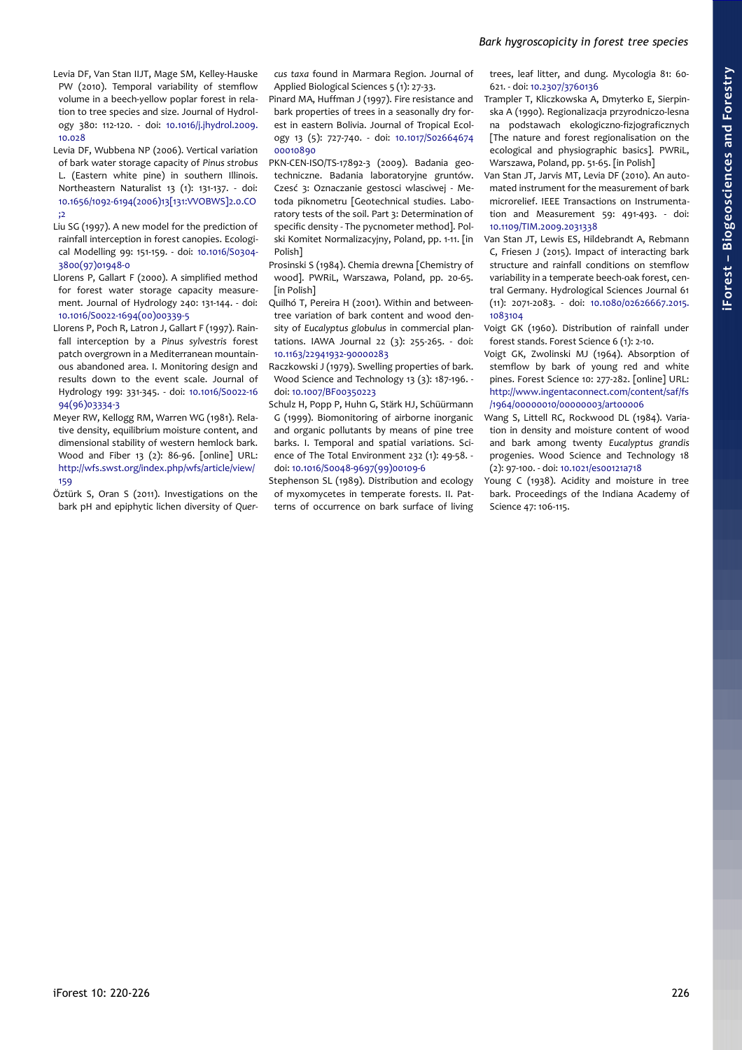Levia DF, Van Stan IIJT, Mage SM, Kelley-Hauske PW (2010). Temporal variability of stemflow volume in a beech-yellow poplar forest in relation to tree species and size. Journal of Hydrology 380: 112-120. - doi: 10.1016/j.jhydrol.2009.10.028

Levia DF, Wubbena NP (2006). Vertical variation of bark water storage capacity of *Pinus strobus* L. (Eastern white pine) in southern Illinois. Northeastern Naturalist 13 (1): 131-137. - doi: 10.1656/1092-6194(2006)13[131:VVOBWS]2.0.CO;2

Liu SG (1997). A new model for the prediction of rainfall interception in forest canopies. Ecological Modelling 99: 151-159. - doi: 10.1016/S0304-3800(97)01948-0

Llorens P, Gallart F (2000). A simplified method for forest water storage capacity measurement. Journal of Hydrology 240: 131-144. - doi: 10.1016/S0022-1694(00)00339-5

Llorens P, Poch R, Latron J, Gallart F (1997). Rainfall interception by a *Pinus sylvestris* forest patch overgrown in a Mediterranean mountainous abandoned area. I. Monitoring design and results down to the event scale. Journal of Hydrology 199: 331-345. - doi: 10.1016/S0022-1694(96)03334-3

Meyer RW, Kellogg RM, Warren WG (1981). Relative density, equilibrium moisture content, and dimensional stability of western hemlock bark. Wood and Fiber 13 (2): 86-96. [online] URL: http://wfs.swst.org/index.php/wfs/article/view/159

Öztürk S, Oran S (2011). Investigations on the bark pH and epiphytic lichen diversity of *Quercus taxa* found in Marmara Region. Journal of Applied Biological Sciences 5 (1): 27-33.

Pinard MA, Huffman J (1997). Fire resistance and bark properties of trees in a seasonally dry forest in eastern Bolivia. Journal of Tropical Ecology 13 (5): 727-740. - doi: 10.1017/S0266467400010890

PKN-CEN-ISO/TS-17892-3 (2009). Badania geotechniczne. Badania laboratoryjne gruntów. Cześć 3: Oznaczanie gestosci wlasciwej - Metoda piknometru [Geotechnical studies. Laboratory tests of the soil. Part 3: Determination of specific density - The pycnometer method]. Polski Komitet Normalizacyjny, Poland, pp. 1-11. [in Polish]

Prosinski S (1984). Chemia drewna [Chemistry of wood]. PWRiL, Warszawa, Poland, pp. 20-65. [in Polish]

Quilhó T, Pereira H (2001). Within and between-tree variation of bark content and wood density of *Eucalyptus globulus* in commercial plantations. IAWA Journal 22 (3): 255-265. - doi: 10.1163/22941932-90000283

Raczkowski J (1979). Swelling properties of bark. Wood Science and Technology 13 (3): 187-196. - doi: 10.1007/BF00350223

Schulz H, Popp P, Huhn G, Stärk HJ, Schüürmann G (1999). Biomonitoring of airborne inorganic and organic pollutants by means of pine tree barks. I. Temporal and spatial variations. Science of The Total Environment 232 (1): 49-58. - doi: 10.1016/S0048-9697(99)00109-6

Stephenson SL (1989). Distribution and ecology of myxomycetes in temperate forests. II. Patterns of occurrence on bark surface of living trees, leaf litter, and dung. Mycologia 81: 60-621. - doi: 10.2307/3760136

Trampler T, Kliczkowska A, Dmyterko E, Sierpinska A (1990). Regionalizacja przyrodniczo-lesna na podstawach ekologiczno-fizjograficznych [The nature and forest regionalisation on the ecological and physiographic basics]. PWRiL, Warszawa, Poland, pp. 51-65. [in Polish]

Van Stan JT, Jarvis MT, Levia DF (2010). An automated instrument for the measurement of bark microrelief. IEEE Transactions on Instrumentation and Measurement 59: 491-493. - doi: 10.1109/TIM.2009.2031338

Van Stan JT, Lewis ES, Hildebrandt A, Rebmann C, Friesen J (2015). Impact of interacting bark structure and rainfall conditions on stemflow variability in a temperate beech-oak forest, central Germany. Hydrological Sciences Journal 61 (11): 2071-2083. - doi: 10.1080/02626667.2015.1083104

Voigt GK (1960). Distribution of rainfall under forest stands. Forest Science 6 (1): 2-10.

Voigt GK, Zwolinski MJ (1964). Absorption of stemflow by bark of young red and white pines. Forest Science 10: 277-282. [online] URL: http://www.ingentaconnect.com/content/saf/fs/1964/00000010/00000003/art00006

Wang S, Littell RC, Rockwood DL (1984). Variation in density and moisture content of wood and bark among twenty *Eucalyptus grandis* progenies. Wood Science and Technology 18 (2): 97-100. - doi: 10.1021/es00121a718

Young C (1938). Acidity and moisture in tree bark. Proceedings of the Indiana Academy of Science 47: 106-115.